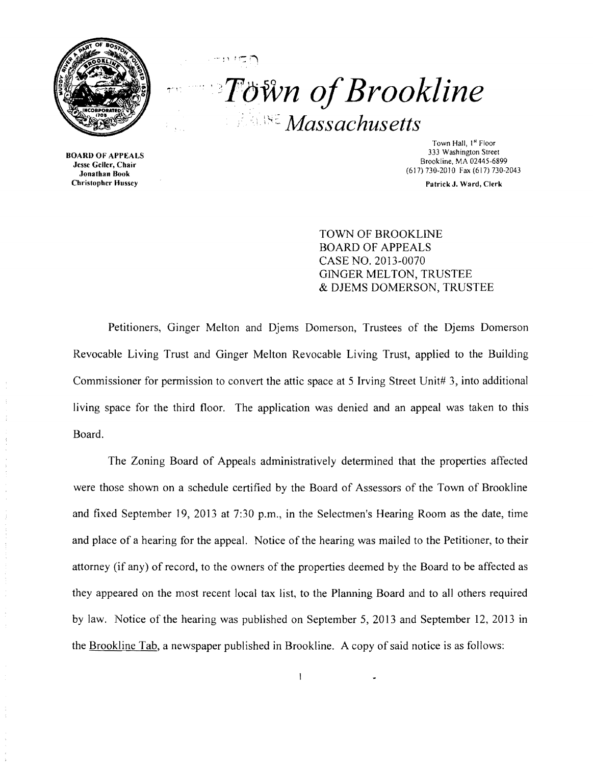# Town of Brookline

## Massachusetts

**BOARD OF APPEALS**
**Jesse Geller, Chair**
**Jonathan Book**
**Christopher Hussey**

Town Hall, 1st Floor
333 Washington Street
Brookline, MA 02445-6899
(617) 730-2010 Fax (617) 730-2043

**Patrick J. Ward, Clerk**

TOWN OF BROOKLINE
BOARD OF APPEALS
CASE NO. 2013-0070
GINGER MELTON, TRUSTEE
& DJEMS DOMERSON, TRUSTEE

Petitioners, Ginger Melton and Djems Domerson, Trustees of the Djems Domerson Revocable Living Trust and Ginger Melton Revocable Living Trust, applied to the Building Commissioner for permission to convert the attic space at 5 Irving Street Unit# 3, into additional living space for the third floor. The application was denied and an appeal was taken to this Board.

The Zoning Board of Appeals administratively determined that the properties affected were those shown on a schedule certified by the Board of Assessors of the Town of Brookline and fixed September 19, 2013 at 7:30 p.m., in the Selectmen's Hearing Room as the date, time and place of a hearing for the appeal. Notice of the hearing was mailed to the Petitioner, to their attorney (if any) of record, to the owners of the properties deemed by the Board to be affected as they appeared on the most recent local tax list, to the Planning Board and to all others required by law. Notice of the hearing was published on September 5, 2013 and September 12, 2013 in the Brookline Tab, a newspaper published in Brookline. A copy of said notice is as follows: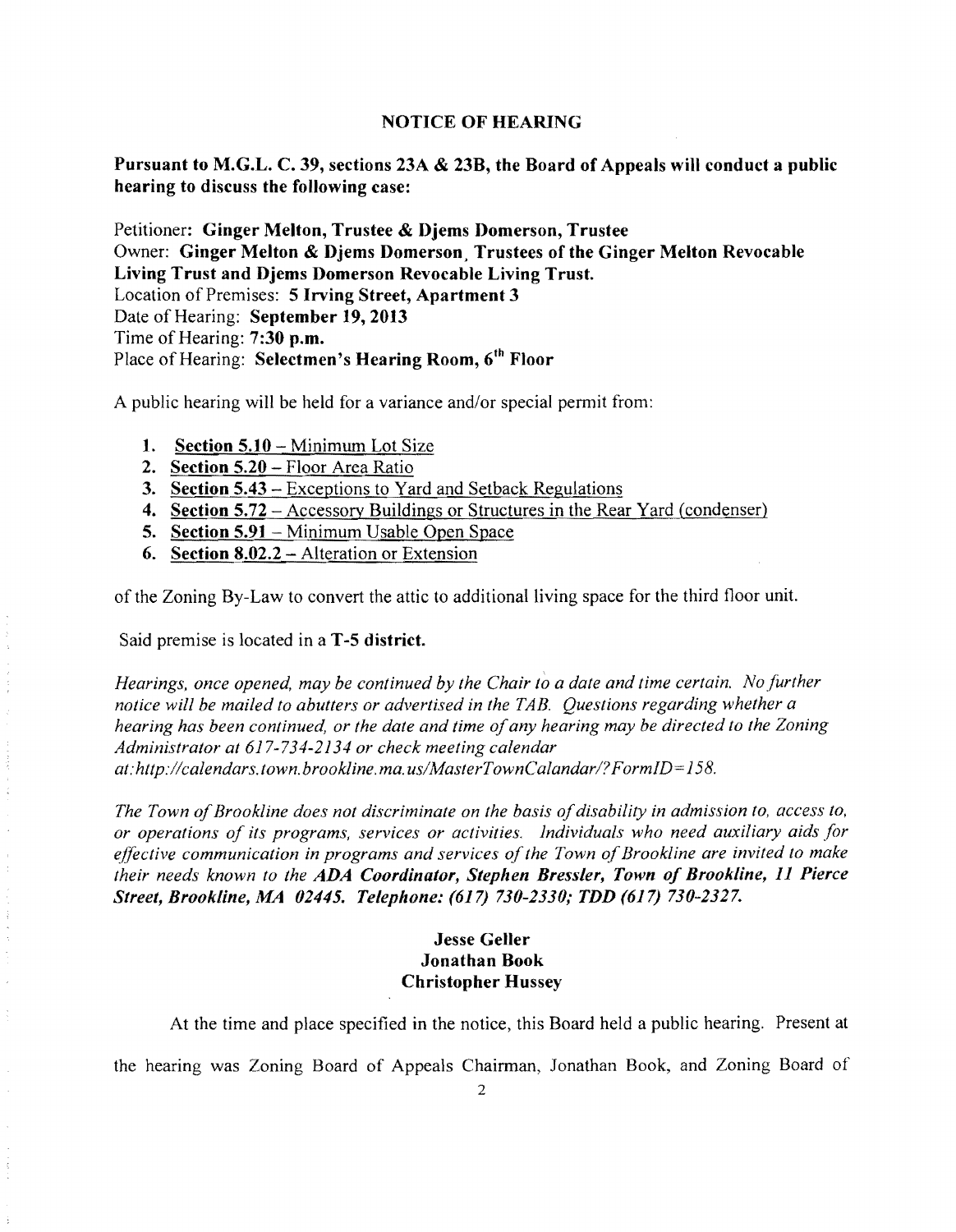## NOTICE OF HEARING

**Pursuant to M.G.L. C. 39, sections 23A & 23B, the Board of Appeals will conduct a public hearing to discuss the following case:**

Petitioner: **Ginger Melton, Trustee & Djems Domerson, Trustee**
Owner: **Ginger Melton & Djems Domerson, Trustees of the Ginger Melton Revocable Living Trust and Djems Domerson Revocable Living Trust.**
Location of Premises: **5 Irving Street, Apartment 3**
Date of Hearing: **September 19, 2013**
Time of Hearing: **7:30 p.m.**
Place of Hearing: **Selectmen's Hearing Room, 6th Floor**

A public hearing will be held for a variance and/or special permit from:

1. **Section 5.10** – Minimum Lot Size
2. **Section 5.20** – Floor Area Ratio
3. **Section 5.43** – Exceptions to Yard and Setback Regulations
4. **Section 5.72** – Accessory Buildings or Structures in the Rear Yard (condenser)
5. **Section 5.91** – Minimum Usable Open Space
6. **Section 8.02.2** – Alteration or Extension

of the Zoning By-Law to convert the attic to additional living space for the third floor unit.

Said premise is located in a **T-5 district.**

*Hearings, once opened, may be continued by the Chair to a date and time certain. No further notice will be mailed to abutters or advertised in the TAB. Questions regarding whether a hearing has been continued, or the date and time of any hearing may be directed to the Zoning Administrator at 617-734-2134 or check meeting calendar at:http://calendars.town.brookline.ma.us/MasterTownCalandar/?FormID=158.*

*The Town of Brookline does not discriminate on the basis of disability in admission to, access to, or operations of its programs, services or activities. Individuals who need auxiliary aids for effective communication in programs and services of the Town of Brookline are invited to make their needs known to the* ***ADA Coordinator, Stephen Bressler, Town of Brookline, 11 Pierce Street, Brookline, MA 02445. Telephone: (617) 730-2330; TDD (617) 730-2327.***

**Jesse Geller**
**Jonathan Book**
**Christopher Hussey**

At the time and place specified in the notice, this Board held a public hearing. Present at the hearing was Zoning Board of Appeals Chairman, Jonathan Book, and Zoning Board of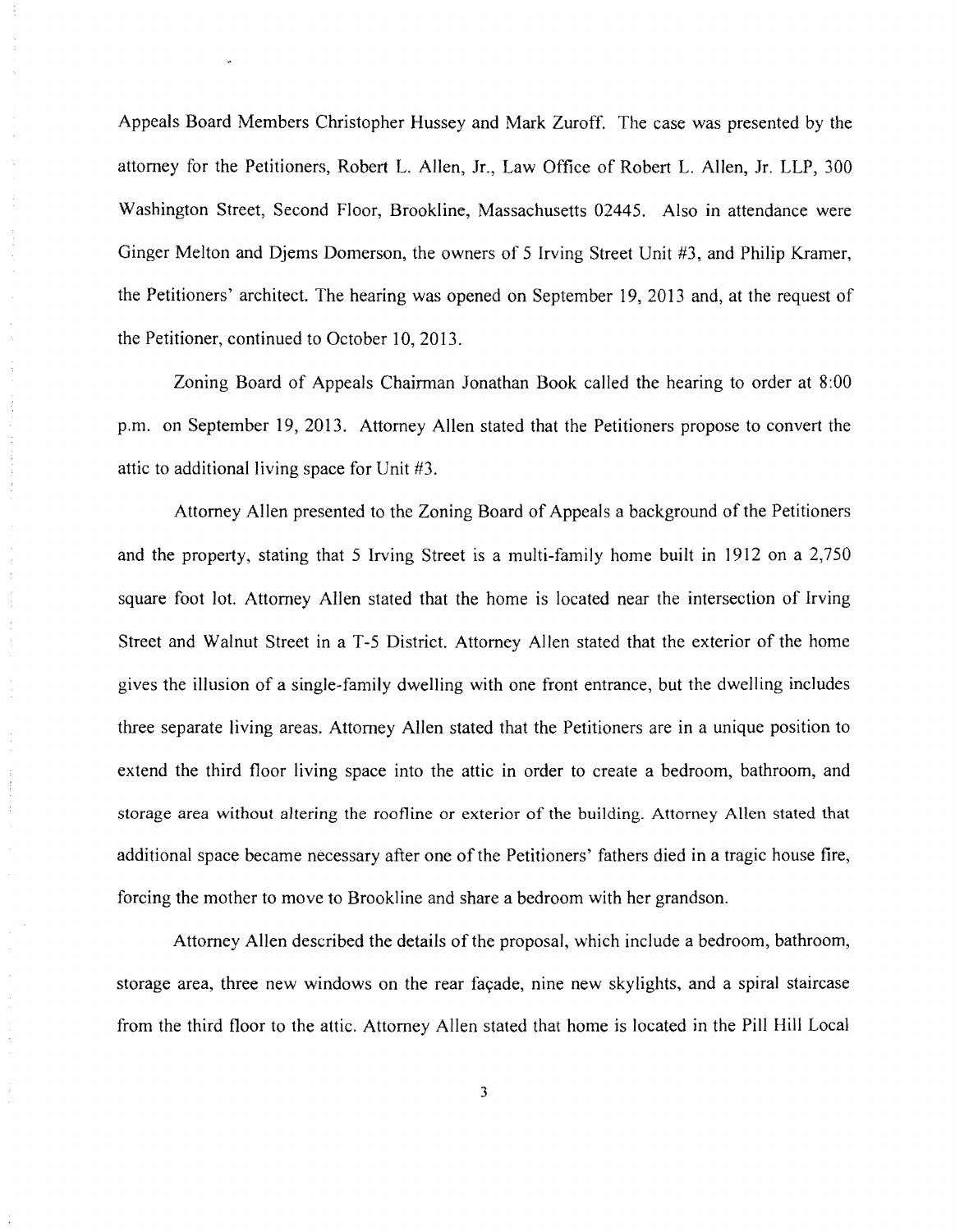Appeals Board Members Christopher Hussey and Mark Zuroff. The case was presented by the attorney for the Petitioners, Robert L. Allen, Jr., Law Office of Robert L. Allen, Jr. LLP, 300 Washington Street, Second Floor, Brookline, Massachusetts 02445. Also in attendance were Ginger Melton and Djems Domerson, the owners of 5 Irving Street Unit #3, and Philip Kramer, the Petitioners' architect. The hearing was opened on September 19, 2013 and, at the request of the Petitioner, continued to October 10, 2013.

Zoning Board of Appeals Chairman Jonathan Book called the hearing to order at 8:00 p.m. on September 19, 2013. Attorney Allen stated that the Petitioners propose to convert the attic to additional living space for Unit #3.

Attorney Allen presented to the Zoning Board of Appeals a background of the Petitioners and the property, stating that 5 Irving Street is a multi-family home built in 1912 on a 2,750 square foot lot. Attorney Allen stated that the home is located near the intersection of Irving Street and Walnut Street in a T-5 District. Attorney Allen stated that the exterior of the home gives the illusion of a single-family dwelling with one front entrance, but the dwelling includes three separate living areas. Attorney Allen stated that the Petitioners are in a unique position to extend the third floor living space into the attic in order to create a bedroom, bathroom, and storage area without altering the roofline or exterior of the building. Attorney Allen stated that additional space became necessary after one of the Petitioners' fathers died in a tragic house fire, forcing the mother to move to Brookline and share a bedroom with her grandson.

Attorney Allen described the details of the proposal, which include a bedroom, bathroom, storage area, three new windows on the rear façade, nine new skylights, and a spiral staircase from the third floor to the attic. Attorney Allen stated that home is located in the Pill Hill Local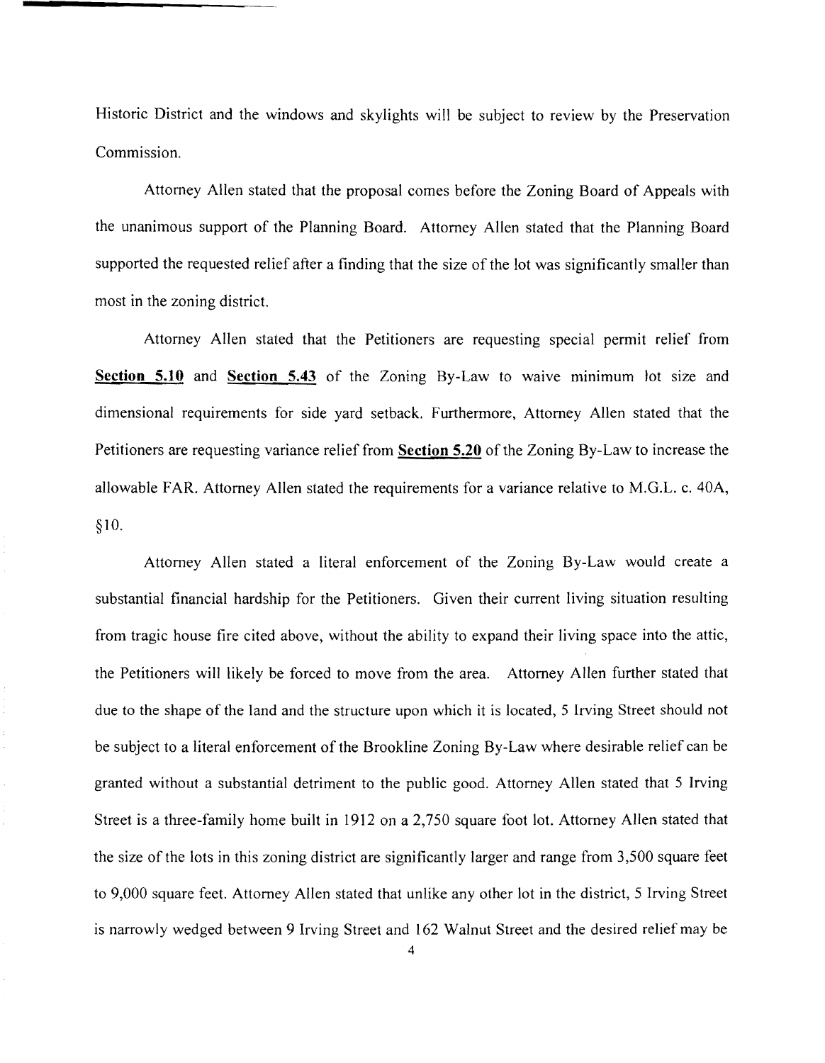Historic District and the windows and skylights will be subject to review by the Preservation Commission.

Attorney Allen stated that the proposal comes before the Zoning Board of Appeals with the unanimous support of the Planning Board. Attorney Allen stated that the Planning Board supported the requested relief after a finding that the size of the lot was significantly smaller than most in the zoning district.

Attorney Allen stated that the Petitioners are requesting special permit relief from **Section 5.10** and **Section 5.43** of the Zoning By-Law to waive minimum lot size and dimensional requirements for side yard setback. Furthermore, Attorney Allen stated that the Petitioners are requesting variance relief from **Section 5.20** of the Zoning By-Law to increase the allowable FAR. Attorney Allen stated the requirements for a variance relative to M.G.L. c. 40A, §10.

Attorney Allen stated a literal enforcement of the Zoning By-Law would create a substantial financial hardship for the Petitioners. Given their current living situation resulting from tragic house fire cited above, without the ability to expand their living space into the attic, the Petitioners will likely be forced to move from the area. Attorney Allen further stated that due to the shape of the land and the structure upon which it is located, 5 Irving Street should not be subject to a literal enforcement of the Brookline Zoning By-Law where desirable relief can be granted without a substantial detriment to the public good. Attorney Allen stated that 5 Irving Street is a three-family home built in 1912 on a 2,750 square foot lot. Attorney Allen stated that the size of the lots in this zoning district are significantly larger and range from 3,500 square feet to 9,000 square feet. Attorney Allen stated that unlike any other lot in the district, 5 Irving Street is narrowly wedged between 9 Irving Street and 162 Walnut Street and the desired relief may be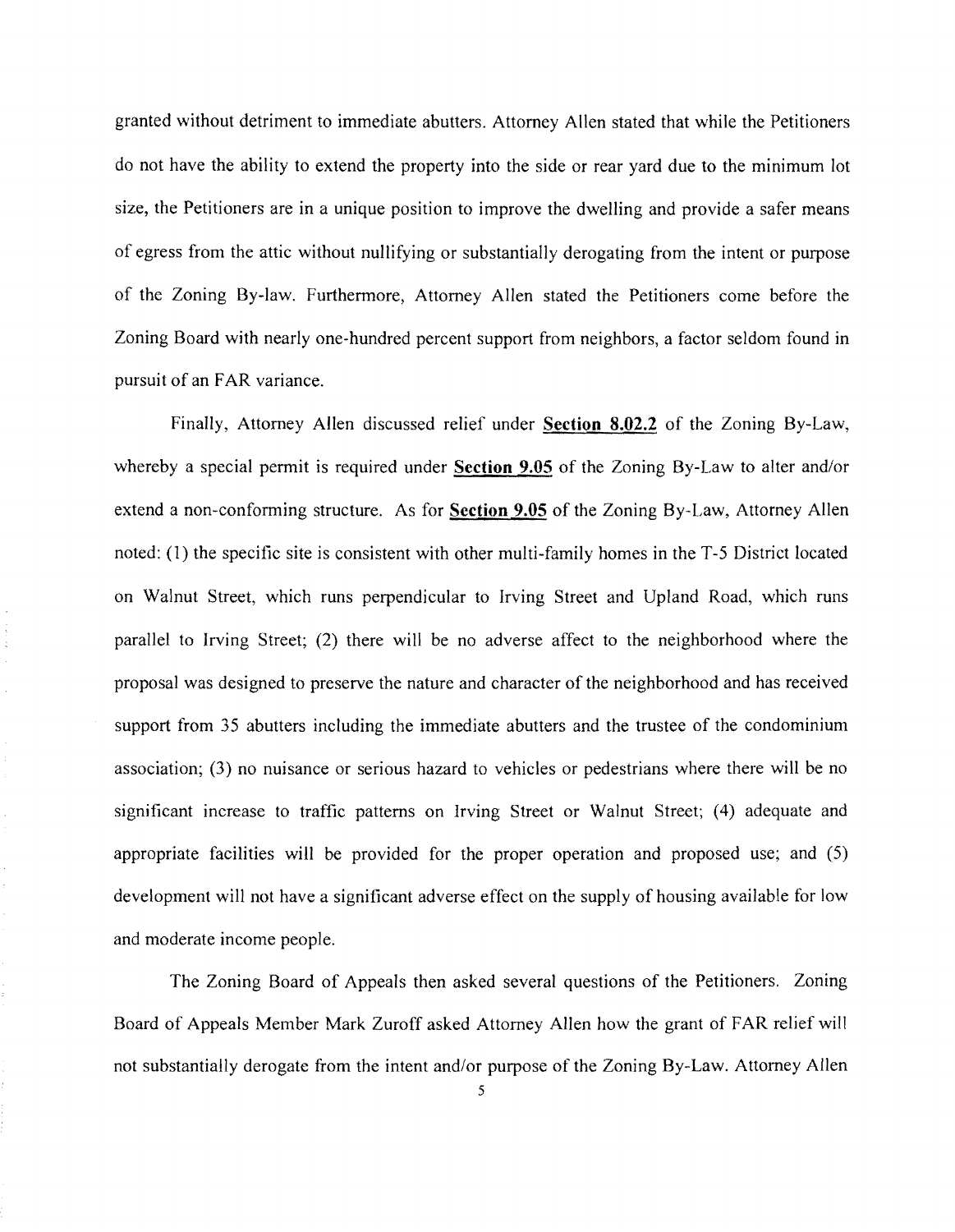granted without detriment to immediate abutters. Attorney Allen stated that while the Petitioners do not have the ability to extend the property into the side or rear yard due to the minimum lot size, the Petitioners are in a unique position to improve the dwelling and provide a safer means of egress from the attic without nullifying or substantially derogating from the intent or purpose of the Zoning By-law. Furthermore, Attorney Allen stated the Petitioners come before the Zoning Board with nearly one-hundred percent support from neighbors, a factor seldom found in pursuit of an FAR variance.

Finally, Attorney Allen discussed relief under **Section 8.02.2** of the Zoning By-Law, whereby a special permit is required under **Section 9.05** of the Zoning By-Law to alter and/or extend a non-conforming structure. As for **Section 9.05** of the Zoning By-Law, Attorney Allen noted: (1) the specific site is consistent with other multi-family homes in the T-5 District located on Walnut Street, which runs perpendicular to Irving Street and Upland Road, which runs parallel to Irving Street; (2) there will be no adverse affect to the neighborhood where the proposal was designed to preserve the nature and character of the neighborhood and has received support from 35 abutters including the immediate abutters and the trustee of the condominium association; (3) no nuisance or serious hazard to vehicles or pedestrians where there will be no significant increase to traffic patterns on Irving Street or Walnut Street; (4) adequate and appropriate facilities will be provided for the proper operation and proposed use; and (5) development will not have a significant adverse effect on the supply of housing available for low and moderate income people.

The Zoning Board of Appeals then asked several questions of the Petitioners. Zoning Board of Appeals Member Mark Zuroff asked Attorney Allen how the grant of FAR relief will not substantially derogate from the intent and/or purpose of the Zoning By-Law. Attorney Allen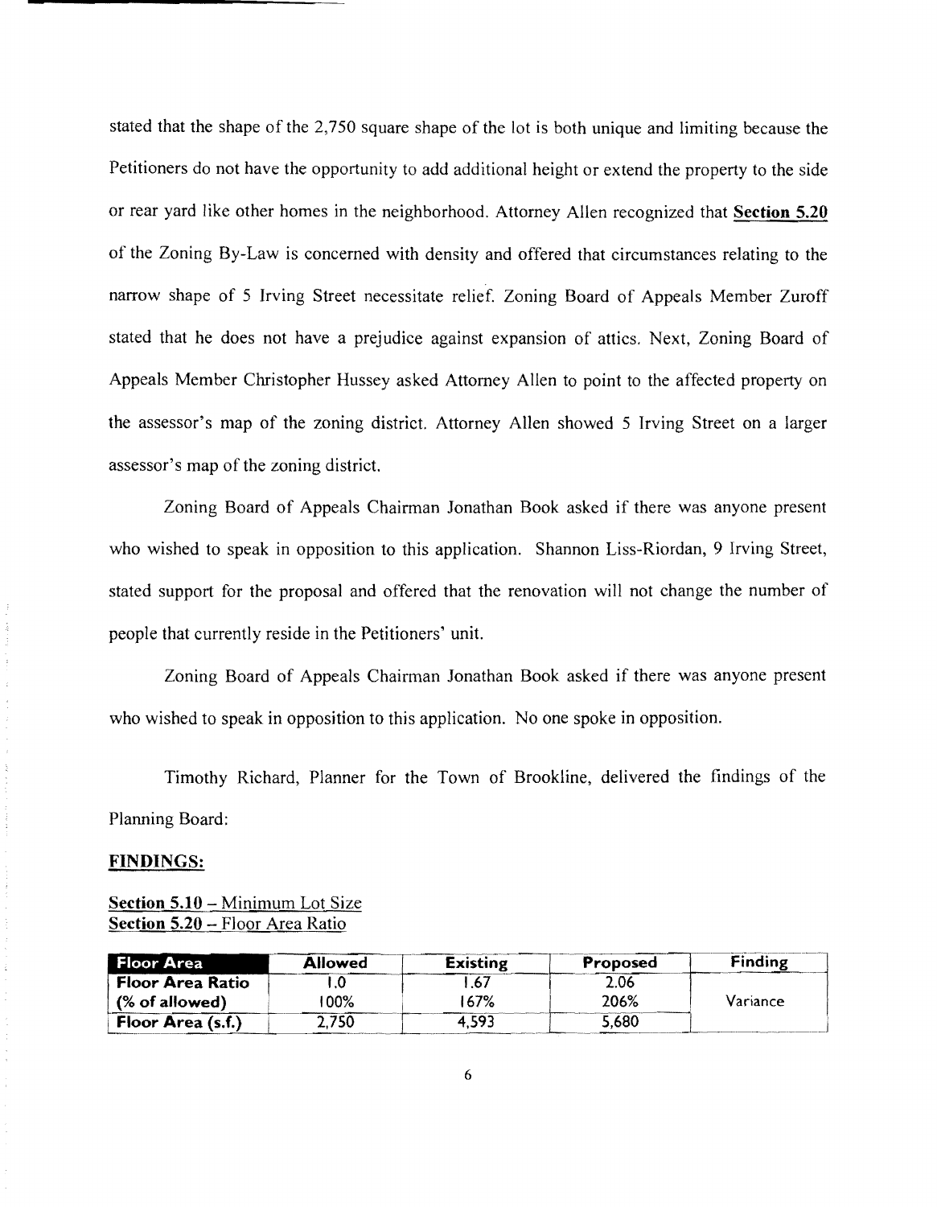stated that the shape of the 2,750 square shape of the lot is both unique and limiting because the Petitioners do not have the opportunity to add additional height or extend the property to the side or rear yard like other homes in the neighborhood. Attorney Allen recognized that **Section 5.20** of the Zoning By-Law is concerned with density and offered that circumstances relating to the narrow shape of 5 Irving Street necessitate relief. Zoning Board of Appeals Member Zuroff stated that he does not have a prejudice against expansion of attics. Next, Zoning Board of Appeals Member Christopher Hussey asked Attorney Allen to point to the affected property on the assessor's map of the zoning district. Attorney Allen showed 5 Irving Street on a larger assessor's map of the zoning district.

Zoning Board of Appeals Chairman Jonathan Book asked if there was anyone present who wished to speak in opposition to this application. Shannon Liss-Riordan, 9 Irving Street, stated support for the proposal and offered that the renovation will not change the number of people that currently reside in the Petitioners' unit.

Zoning Board of Appeals Chairman Jonathan Book asked if there was anyone present who wished to speak in opposition to this application. No one spoke in opposition.

Timothy Richard, Planner for the Town of Brookline, delivered the findings of the Planning Board:

**FINDINGS:**

**Section 5.10** – Minimum Lot Size
**Section 5.20** – Floor Area Ratio

| Floor Area | Allowed | Existing | Proposed | Finding |
|---|---|---|---|---|
| Floor Area Ratio | 1.0 | 1.67 | 2.06 | |
| (% of allowed) | 100% | 167% | 206% | Variance |
| Floor Area (s.f.) | 2,750 | 4,593 | 5,680 | |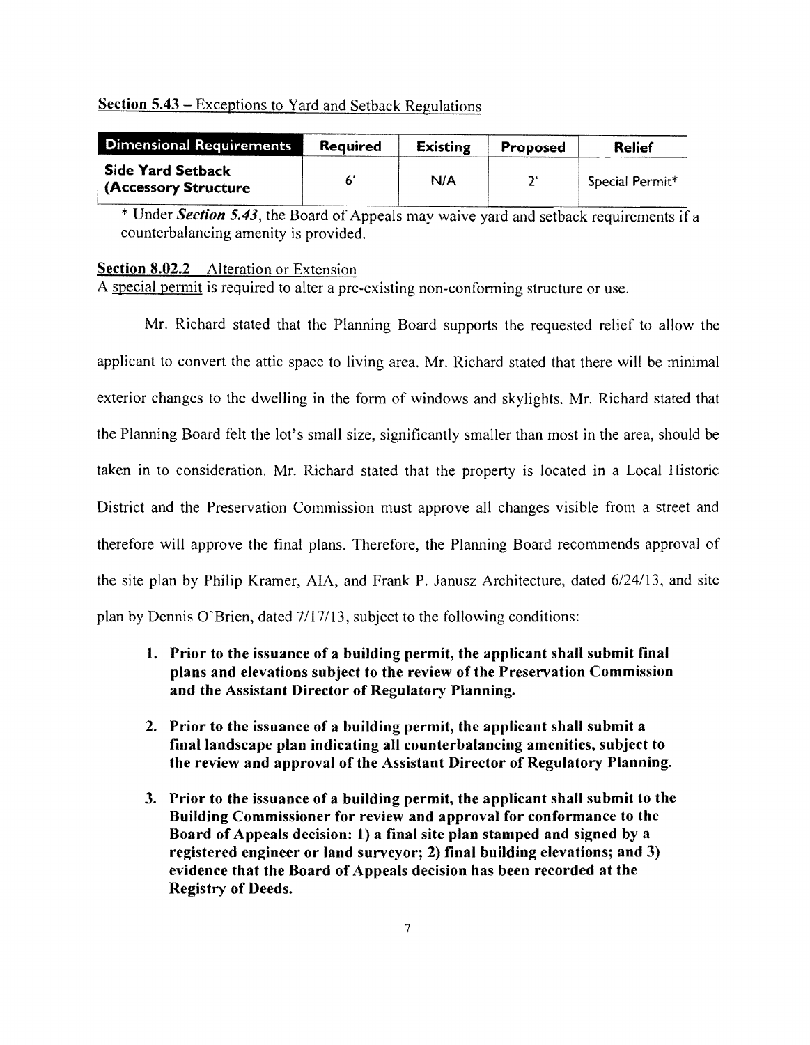**Section 5.43** – Exceptions to Yard and Setback Regulations

| Dimensional Requirements | Required | Existing | Proposed | Relief |
|---|---|---|---|---|
| Side Yard Setback (Accessory Structure | 6' | N/A | 2' | Special Permit* |

\* Under *Section 5.43*, the Board of Appeals may waive yard and setback requirements if a counterbalancing amenity is provided.

**Section 8.02.2** – Alteration or Extension

A special permit is required to alter a pre-existing non-conforming structure or use.

Mr. Richard stated that the Planning Board supports the requested relief to allow the applicant to convert the attic space to living area. Mr. Richard stated that there will be minimal exterior changes to the dwelling in the form of windows and skylights. Mr. Richard stated that the Planning Board felt the lot's small size, significantly smaller than most in the area, should be taken in to consideration. Mr. Richard stated that the property is located in a Local Historic District and the Preservation Commission must approve all changes visible from a street and therefore will approve the final plans. Therefore, the Planning Board recommends approval of the site plan by Philip Kramer, AIA, and Frank P. Janusz Architecture, dated 6/24/13, and site plan by Dennis O'Brien, dated 7/17/13, subject to the following conditions:

1. **Prior to the issuance of a building permit, the applicant shall submit final plans and elevations subject to the review of the Preservation Commission and the Assistant Director of Regulatory Planning.**

2. **Prior to the issuance of a building permit, the applicant shall submit a final landscape plan indicating all counterbalancing amenities, subject to the review and approval of the Assistant Director of Regulatory Planning.**

3. **Prior to the issuance of a building permit, the applicant shall submit to the Building Commissioner for review and approval for conformance to the Board of Appeals decision: 1) a final site plan stamped and signed by a registered engineer or land surveyor; 2) final building elevations; and 3) evidence that the Board of Appeals decision has been recorded at the Registry of Deeds.**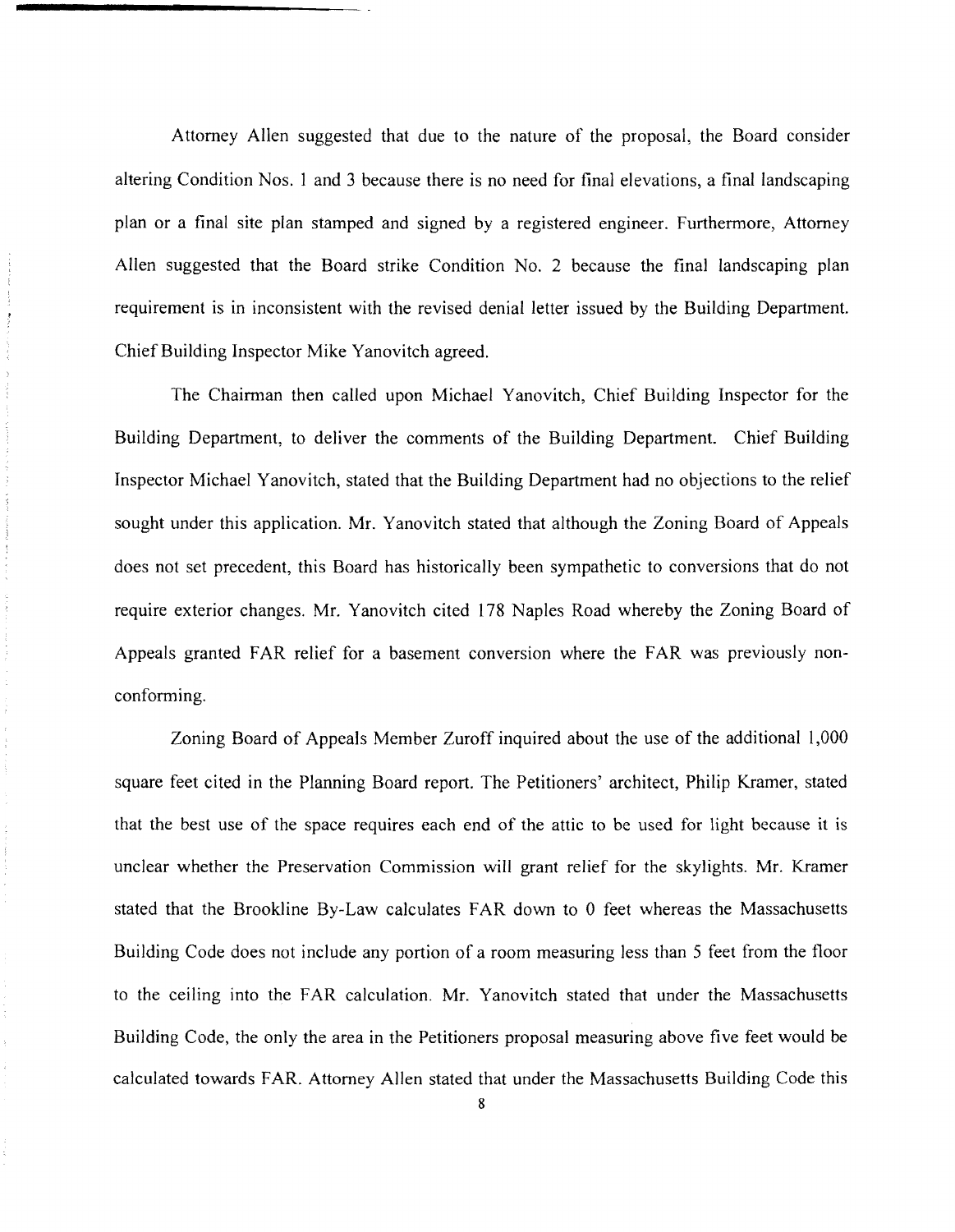Attorney Allen suggested that due to the nature of the proposal, the Board consider altering Condition Nos. 1 and 3 because there is no need for final elevations, a final landscaping plan or a final site plan stamped and signed by a registered engineer. Furthermore, Attorney Allen suggested that the Board strike Condition No. 2 because the final landscaping plan requirement is in inconsistent with the revised denial letter issued by the Building Department. Chief Building Inspector Mike Yanovitch agreed.

The Chairman then called upon Michael Yanovitch, Chief Building Inspector for the Building Department, to deliver the comments of the Building Department. Chief Building Inspector Michael Yanovitch, stated that the Building Department had no objections to the relief sought under this application. Mr. Yanovitch stated that although the Zoning Board of Appeals does not set precedent, this Board has historically been sympathetic to conversions that do not require exterior changes. Mr. Yanovitch cited 178 Naples Road whereby the Zoning Board of Appeals granted FAR relief for a basement conversion where the FAR was previously non-conforming.

Zoning Board of Appeals Member Zuroff inquired about the use of the additional 1,000 square feet cited in the Planning Board report. The Petitioners' architect, Philip Kramer, stated that the best use of the space requires each end of the attic to be used for light because it is unclear whether the Preservation Commission will grant relief for the skylights. Mr. Kramer stated that the Brookline By-Law calculates FAR down to 0 feet whereas the Massachusetts Building Code does not include any portion of a room measuring less than 5 feet from the floor to the ceiling into the FAR calculation. Mr. Yanovitch stated that under the Massachusetts Building Code, the only the area in the Petitioners proposal measuring above five feet would be calculated towards FAR. Attorney Allen stated that under the Massachusetts Building Code this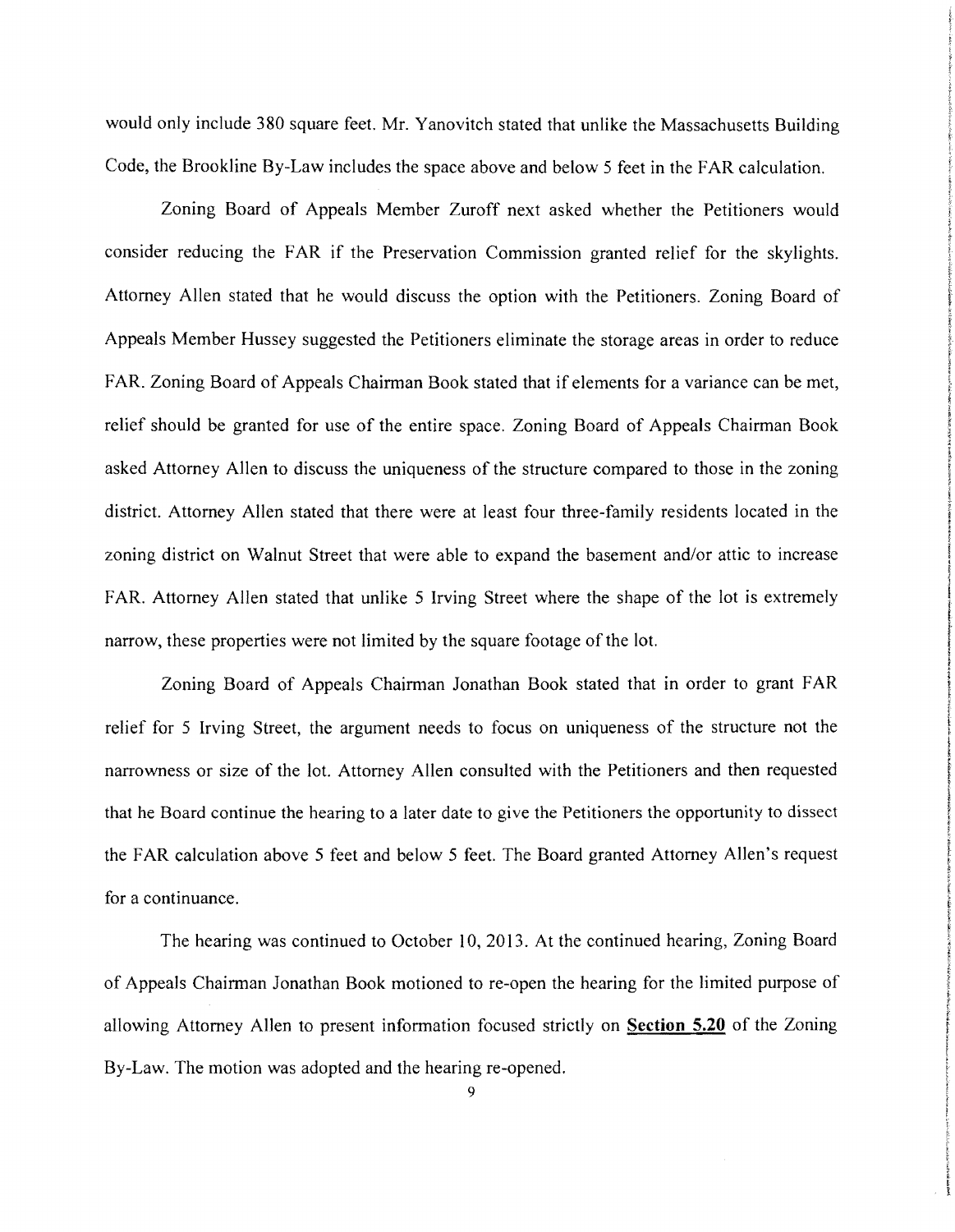would only include 380 square feet. Mr. Yanovitch stated that unlike the Massachusetts Building Code, the Brookline By-Law includes the space above and below 5 feet in the FAR calculation.

Zoning Board of Appeals Member Zuroff next asked whether the Petitioners would consider reducing the FAR if the Preservation Commission granted relief for the skylights. Attorney Allen stated that he would discuss the option with the Petitioners. Zoning Board of Appeals Member Hussey suggested the Petitioners eliminate the storage areas in order to reduce FAR. Zoning Board of Appeals Chairman Book stated that if elements for a variance can be met, relief should be granted for use of the entire space. Zoning Board of Appeals Chairman Book asked Attorney Allen to discuss the uniqueness of the structure compared to those in the zoning district. Attorney Allen stated that there were at least four three-family residents located in the zoning district on Walnut Street that were able to expand the basement and/or attic to increase FAR. Attorney Allen stated that unlike 5 Irving Street where the shape of the lot is extremely narrow, these properties were not limited by the square footage of the lot.

Zoning Board of Appeals Chairman Jonathan Book stated that in order to grant FAR relief for 5 Irving Street, the argument needs to focus on uniqueness of the structure not the narrowness or size of the lot. Attorney Allen consulted with the Petitioners and then requested that he Board continue the hearing to a later date to give the Petitioners the opportunity to dissect the FAR calculation above 5 feet and below 5 feet. The Board granted Attorney Allen's request for a continuance.

The hearing was continued to October 10, 2013. At the continued hearing, Zoning Board of Appeals Chairman Jonathan Book motioned to re-open the hearing for the limited purpose of allowing Attorney Allen to present information focused strictly on **Section 5.20** of the Zoning By-Law. The motion was adopted and the hearing re-opened.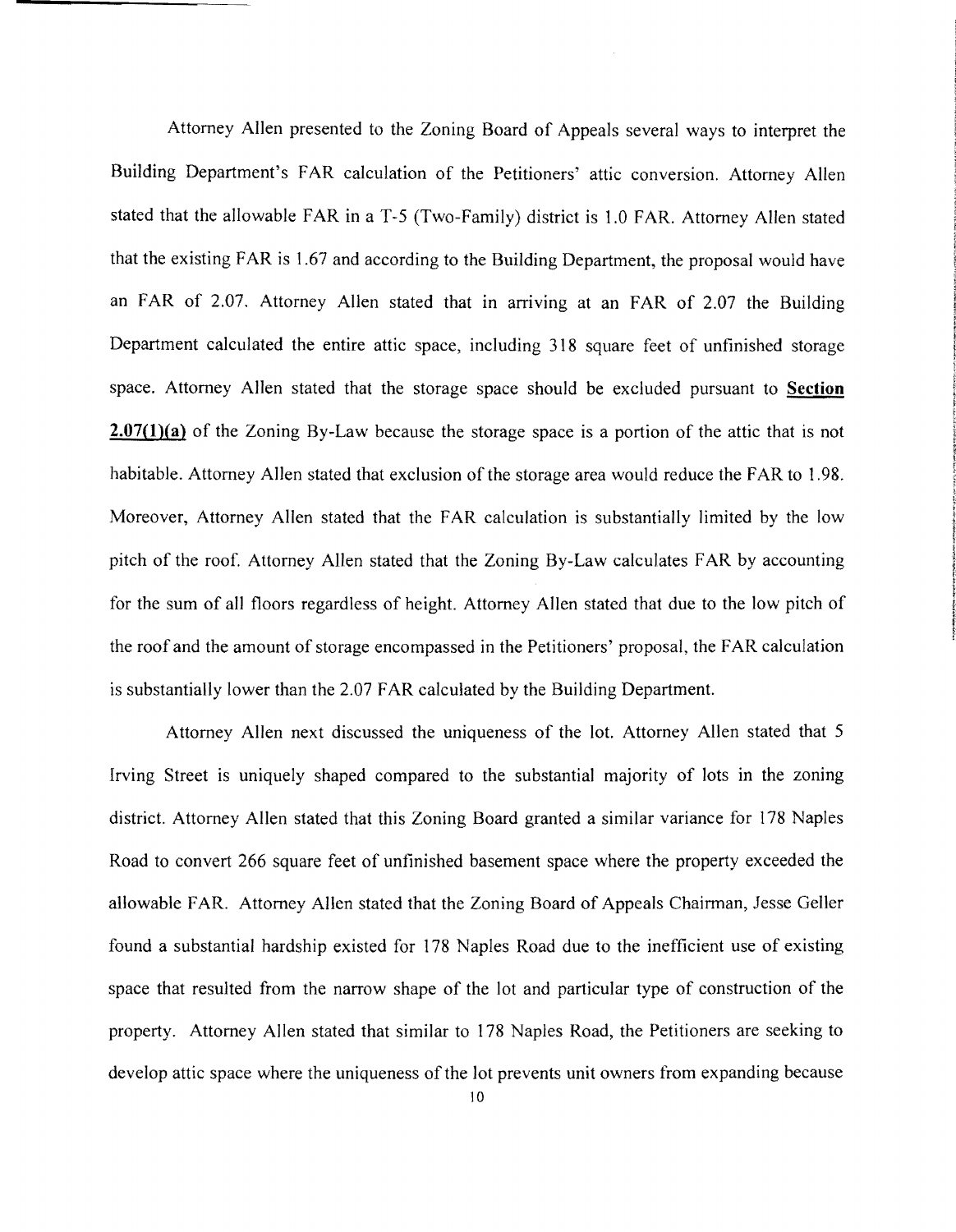Attorney Allen presented to the Zoning Board of Appeals several ways to interpret the Building Department's FAR calculation of the Petitioners' attic conversion. Attorney Allen stated that the allowable FAR in a T-5 (Two-Family) district is 1.0 FAR. Attorney Allen stated that the existing FAR is 1.67 and according to the Building Department, the proposal would have an FAR of 2.07. Attorney Allen stated that in arriving at an FAR of 2.07 the Building Department calculated the entire attic space, including 318 square feet of unfinished storage space. Attorney Allen stated that the storage space should be excluded pursuant to **Section 2.07(1)(a)** of the Zoning By-Law because the storage space is a portion of the attic that is not habitable. Attorney Allen stated that exclusion of the storage area would reduce the FAR to 1.98. Moreover, Attorney Allen stated that the FAR calculation is substantially limited by the low pitch of the roof. Attorney Allen stated that the Zoning By-Law calculates FAR by accounting for the sum of all floors regardless of height. Attorney Allen stated that due to the low pitch of the roof and the amount of storage encompassed in the Petitioners' proposal, the FAR calculation is substantially lower than the 2.07 FAR calculated by the Building Department.

Attorney Allen next discussed the uniqueness of the lot. Attorney Allen stated that 5 Irving Street is uniquely shaped compared to the substantial majority of lots in the zoning district. Attorney Allen stated that this Zoning Board granted a similar variance for 178 Naples Road to convert 266 square feet of unfinished basement space where the property exceeded the allowable FAR. Attorney Allen stated that the Zoning Board of Appeals Chairman, Jesse Geller found a substantial hardship existed for 178 Naples Road due to the inefficient use of existing space that resulted from the narrow shape of the lot and particular type of construction of the property. Attorney Allen stated that similar to 178 Naples Road, the Petitioners are seeking to develop attic space where the uniqueness of the lot prevents unit owners from expanding because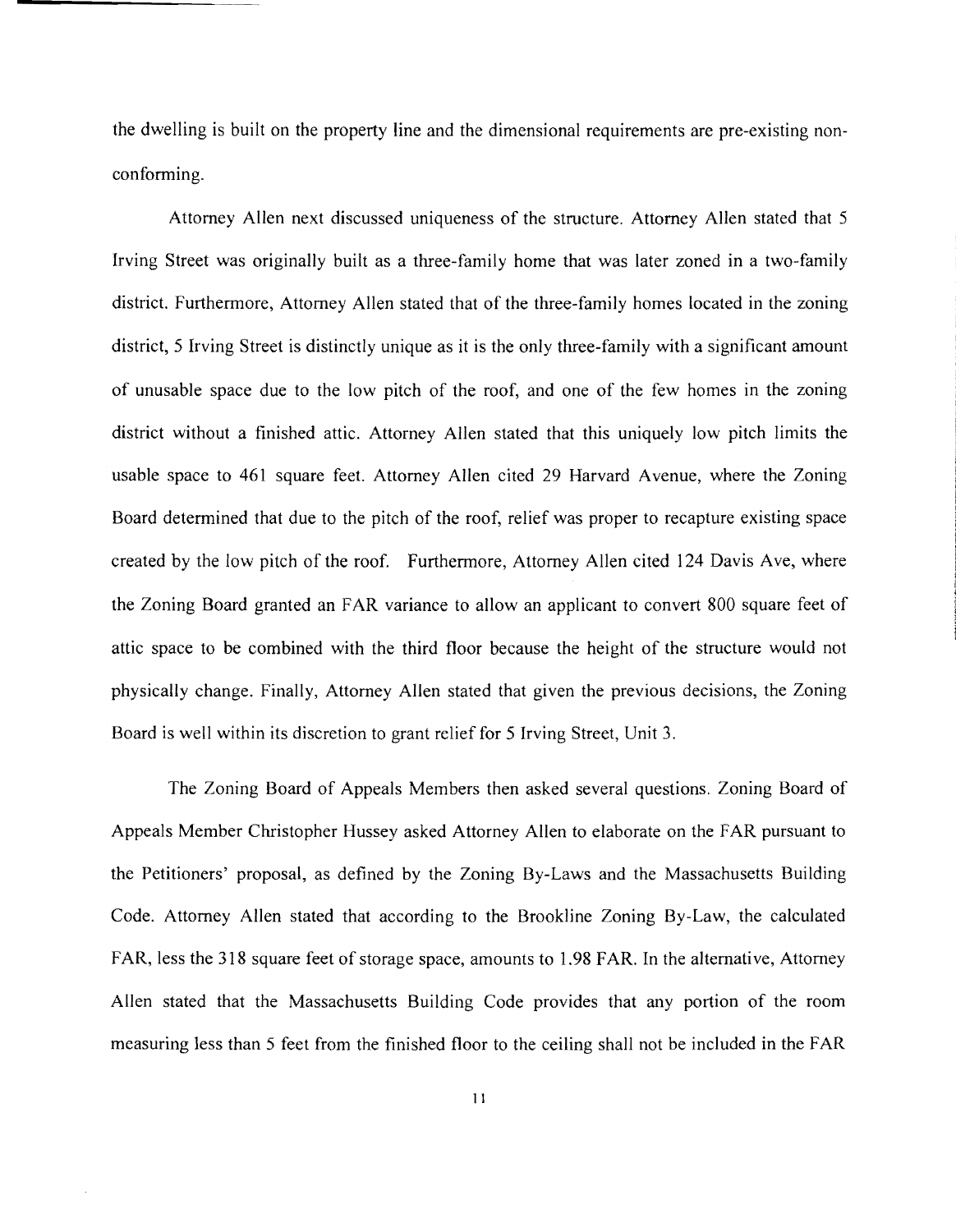the dwelling is built on the property line and the dimensional requirements are pre-existing non-conforming.

Attorney Allen next discussed uniqueness of the structure. Attorney Allen stated that 5 Irving Street was originally built as a three-family home that was later zoned in a two-family district. Furthermore, Attorney Allen stated that of the three-family homes located in the zoning district, 5 Irving Street is distinctly unique as it is the only three-family with a significant amount of unusable space due to the low pitch of the roof, and one of the few homes in the zoning district without a finished attic. Attorney Allen stated that this uniquely low pitch limits the usable space to 461 square feet. Attorney Allen cited 29 Harvard Avenue, where the Zoning Board determined that due to the pitch of the roof, relief was proper to recapture existing space created by the low pitch of the roof. Furthermore, Attorney Allen cited 124 Davis Ave, where the Zoning Board granted an FAR variance to allow an applicant to convert 800 square feet of attic space to be combined with the third floor because the height of the structure would not physically change. Finally, Attorney Allen stated that given the previous decisions, the Zoning Board is well within its discretion to grant relief for 5 Irving Street, Unit 3.

The Zoning Board of Appeals Members then asked several questions. Zoning Board of Appeals Member Christopher Hussey asked Attorney Allen to elaborate on the FAR pursuant to the Petitioners' proposal, as defined by the Zoning By-Laws and the Massachusetts Building Code. Attorney Allen stated that according to the Brookline Zoning By-Law, the calculated FAR, less the 318 square feet of storage space, amounts to 1.98 FAR. In the alternative, Attorney Allen stated that the Massachusetts Building Code provides that any portion of the room measuring less than 5 feet from the finished floor to the ceiling shall not be included in the FAR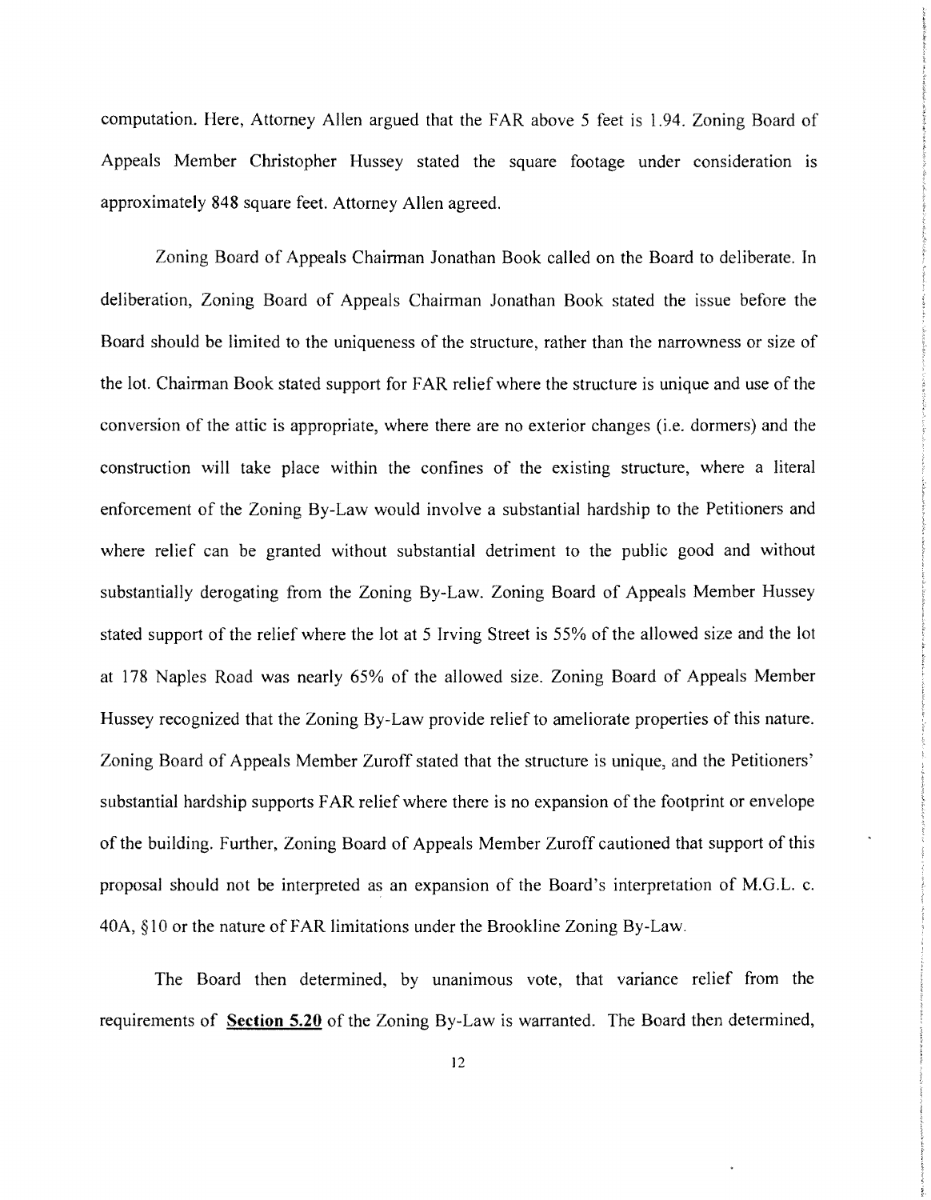computation. Here, Attorney Allen argued that the FAR above 5 feet is 1.94. Zoning Board of Appeals Member Christopher Hussey stated the square footage under consideration is approximately 848 square feet. Attorney Allen agreed.

Zoning Board of Appeals Chairman Jonathan Book called on the Board to deliberate. In deliberation, Zoning Board of Appeals Chairman Jonathan Book stated the issue before the Board should be limited to the uniqueness of the structure, rather than the narrowness or size of the lot. Chairman Book stated support for FAR relief where the structure is unique and use of the conversion of the attic is appropriate, where there are no exterior changes (i.e. dormers) and the construction will take place within the confines of the existing structure, where a literal enforcement of the Zoning By-Law would involve a substantial hardship to the Petitioners and where relief can be granted without substantial detriment to the public good and without substantially derogating from the Zoning By-Law. Zoning Board of Appeals Member Hussey stated support of the relief where the lot at 5 Irving Street is 55% of the allowed size and the lot at 178 Naples Road was nearly 65% of the allowed size. Zoning Board of Appeals Member Hussey recognized that the Zoning By-Law provide relief to ameliorate properties of this nature. Zoning Board of Appeals Member Zuroff stated that the structure is unique, and the Petitioners' substantial hardship supports FAR relief where there is no expansion of the footprint or envelope of the building. Further, Zoning Board of Appeals Member Zuroff cautioned that support of this proposal should not be interpreted as an expansion of the Board's interpretation of M.G.L. c. 40A, §10 or the nature of FAR limitations under the Brookline Zoning By-Law.

The Board then determined, by unanimous vote, that variance relief from the requirements of **Section 5.20** of the Zoning By-Law is warranted. The Board then determined,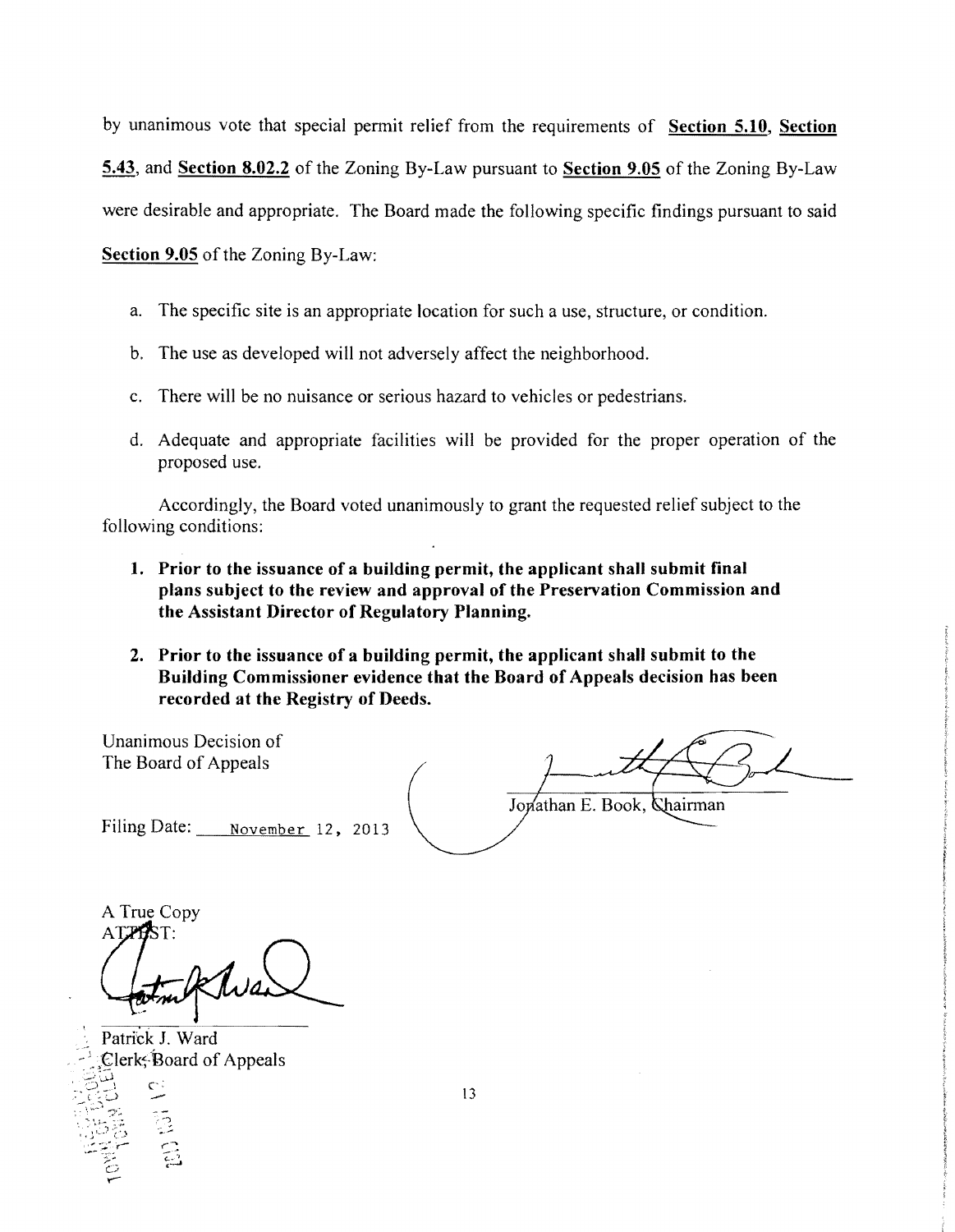by unanimous vote that special permit relief from the requirements of **Section 5.10**, **Section 5.43**, and **Section 8.02.2** of the Zoning By-Law pursuant to **Section 9.05** of the Zoning By-Law were desirable and appropriate. The Board made the following specific findings pursuant to said **Section 9.05** of the Zoning By-Law:

a. The specific site is an appropriate location for such a use, structure, or condition.

b. The use as developed will not adversely affect the neighborhood.

c. There will be no nuisance or serious hazard to vehicles or pedestrians.

d. Adequate and appropriate facilities will be provided for the proper operation of the proposed use.

Accordingly, the Board voted unanimously to grant the requested relief subject to the following conditions:

1. **Prior to the issuance of a building permit, the applicant shall submit final plans subject to the review and approval of the Preservation Commission and the Assistant Director of Regulatory Planning.**

2. **Prior to the issuance of a building permit, the applicant shall submit to the Building Commissioner evidence that the Board of Appeals decision has been recorded at the Registry of Deeds.**

Unanimous Decision of
The Board of Appeals

Jonathan E. Book, Chairman

Filing Date: November 12, 2013

A True Copy
ATTEST:

Patrick J. Ward
Clerk, Board of Appeals